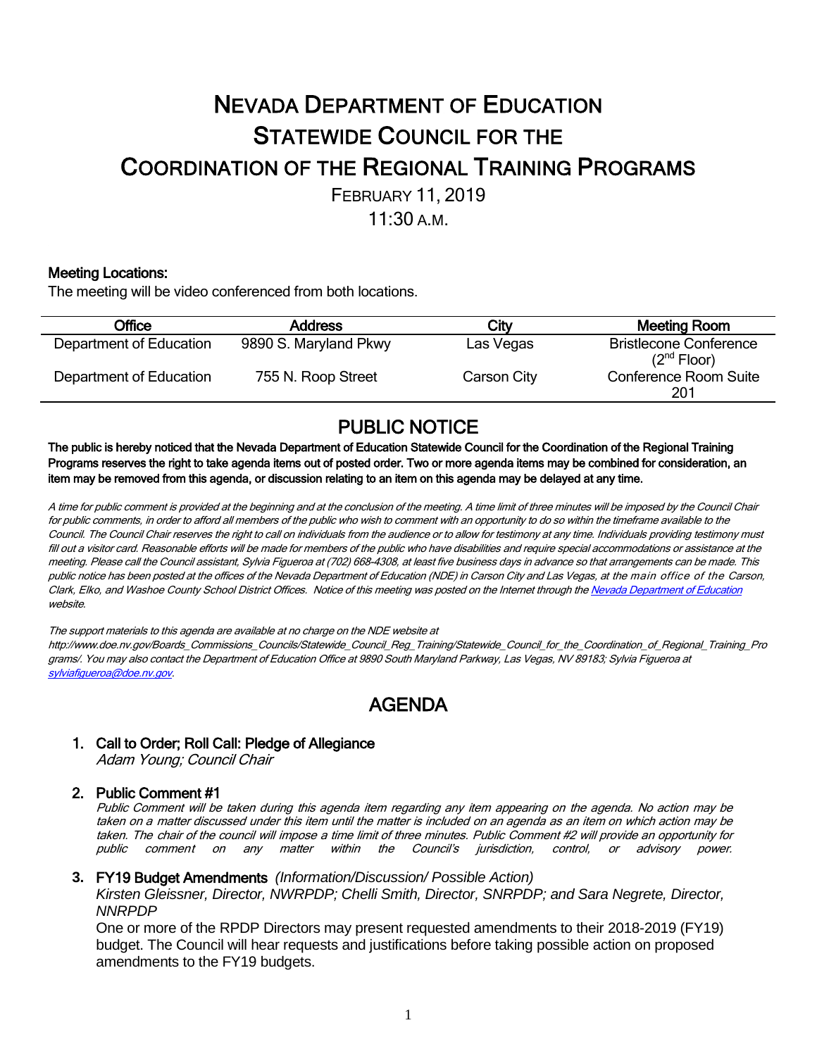# NEVADA DEPARTMENT OF EDUCATION
# STATEWIDE COUNCIL FOR THE
# COORDINATION OF THE REGIONAL TRAINING PROGRAMS

FEBRUARY 11, 2019

11:30 A.M.

**Meeting Locations:**

The meeting will be video conferenced from both locations.

| Office | Address | City | Meeting Room |
|---|---|---|---|
| Department of Education | 9890 S. Maryland Pkwy | Las Vegas | Bristlecone Conference (2nd Floor) |
| Department of Education | 755 N. Roop Street | Carson City | Conference Room Suite 201 |

## PUBLIC NOTICE

**The public is hereby noticed that the Nevada Department of Education Statewide Council for the Coordination of the Regional Training Programs reserves the right to take agenda items out of posted order. Two or more agenda items may be combined for consideration, an item may be removed from this agenda, or discussion relating to an item on this agenda may be delayed at any time.**

*A time for public comment is provided at the beginning and at the conclusion of the meeting. A time limit of three minutes will be imposed by the Council Chair for public comments, in order to afford all members of the public who wish to comment with an opportunity to do so within the timeframe available to the Council. The Council Chair reserves the right to call on individuals from the audience or to allow for testimony at any time. Individuals providing testimony must fill out a visitor card. Reasonable efforts will be made for members of the public who have disabilities and require special accommodations or assistance at the meeting. Please call the Council assistant, Sylvia Figueroa at (702) 668-4308, at least five business days in advance so that arrangements can be made. This public notice has been posted at the offices of the Nevada Department of Education (NDE) in Carson City and Las Vegas, at the main office of the Carson, Clark, Elko, and Washoe County School District Offices. Notice of this meeting was posted on the Internet through the Nevada Department of Education website.*

*The support materials to this agenda are available at no charge on the NDE website at http://www.doe.nv.gov/Boards_Commissions_Councils/Statewide_Council_Reg_Training/Statewide_Council_for_the_Coordination_of_Regional_Training_Programs/. You may also contact the Department of Education Office at 9890 South Maryland Parkway, Las Vegas, NV 89183; Sylvia Figueroa at sylviafigueroa@doe.nv.gov.*

## AGENDA

1. **Call to Order; Roll Call: Pledge of Allegiance**
   *Adam Young; Council Chair*

2. **Public Comment #1**
   *Public Comment will be taken during this agenda item regarding any item appearing on the agenda. No action may be taken on a matter discussed under this item until the matter is included on an agenda as an item on which action may be taken. The chair of the council will impose a time limit of three minutes. Public Comment #2 will provide an opportunity for public comment on any matter within the Council's jurisdiction, control, or advisory power.*

3. **FY19 Budget Amendments** *(Information/Discussion/ Possible Action)*
   *Kirsten Gleissner, Director, NWRPDP; Chelli Smith, Director, SNRPDP; and Sara Negrete, Director, NNRPDP*
   One or more of the RPDP Directors may present requested amendments to their 2018-2019 (FY19) budget. The Council will hear requests and justifications before taking possible action on proposed amendments to the FY19 budgets.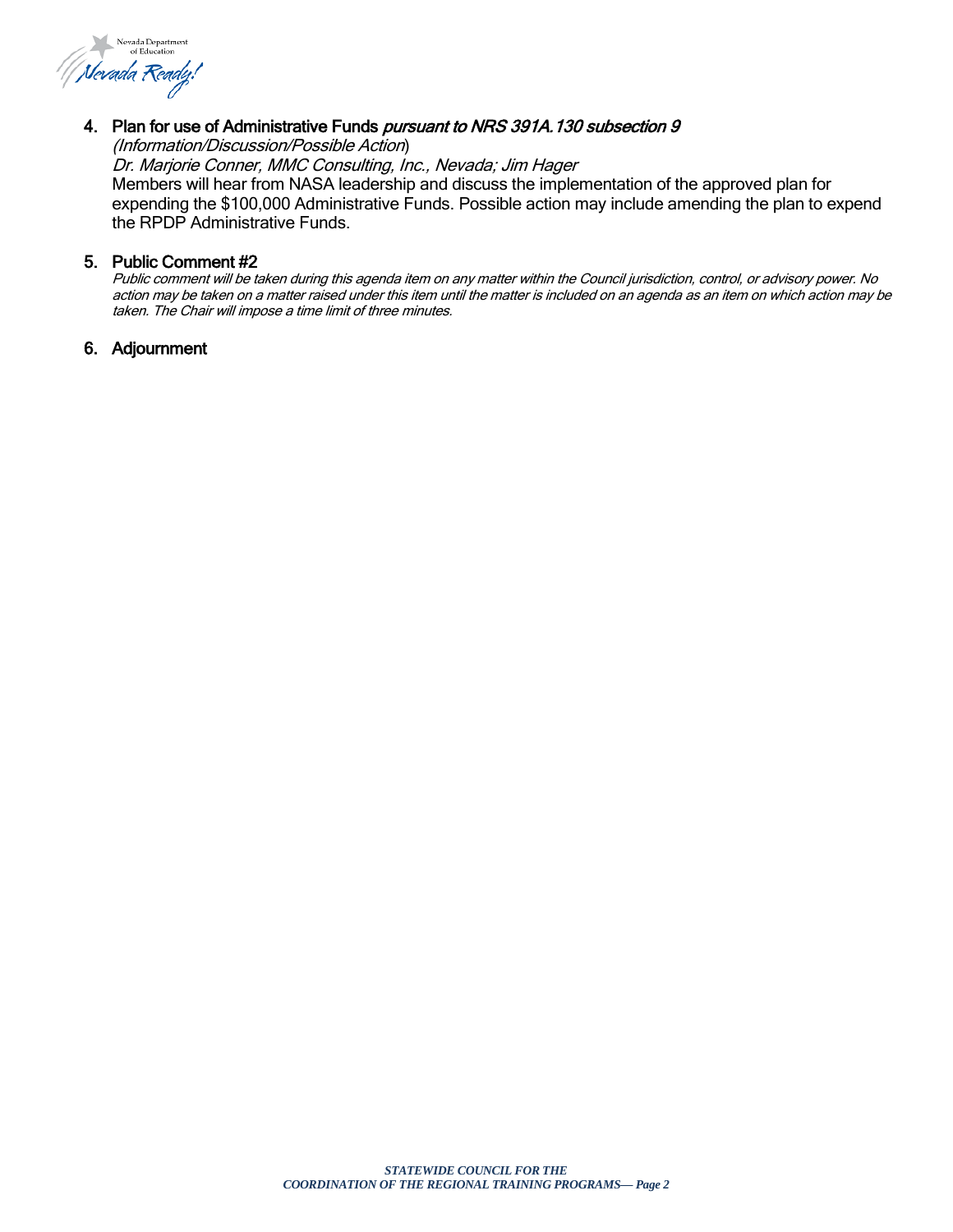4. **Plan for use of Administrative Funds** ***pursuant to NRS 391A.130 subsection 9***
   *(Information/Discussion/Possible Action)*
   *Dr. Marjorie Conner, MMC Consulting, Inc., Nevada; Jim Hager*
   Members will hear from NASA leadership and discuss the implementation of the approved plan for expending the $100,000 Administrative Funds. Possible action may include amending the plan to expend the RPDP Administrative Funds.

5. **Public Comment #2**
   *Public comment will be taken during this agenda item on any matter within the Council jurisdiction, control, or advisory power. No action may be taken on a matter raised under this item until the matter is included on an agenda as an item on which action may be taken. The Chair will impose a time limit of three minutes.*

6. **Adjournment**